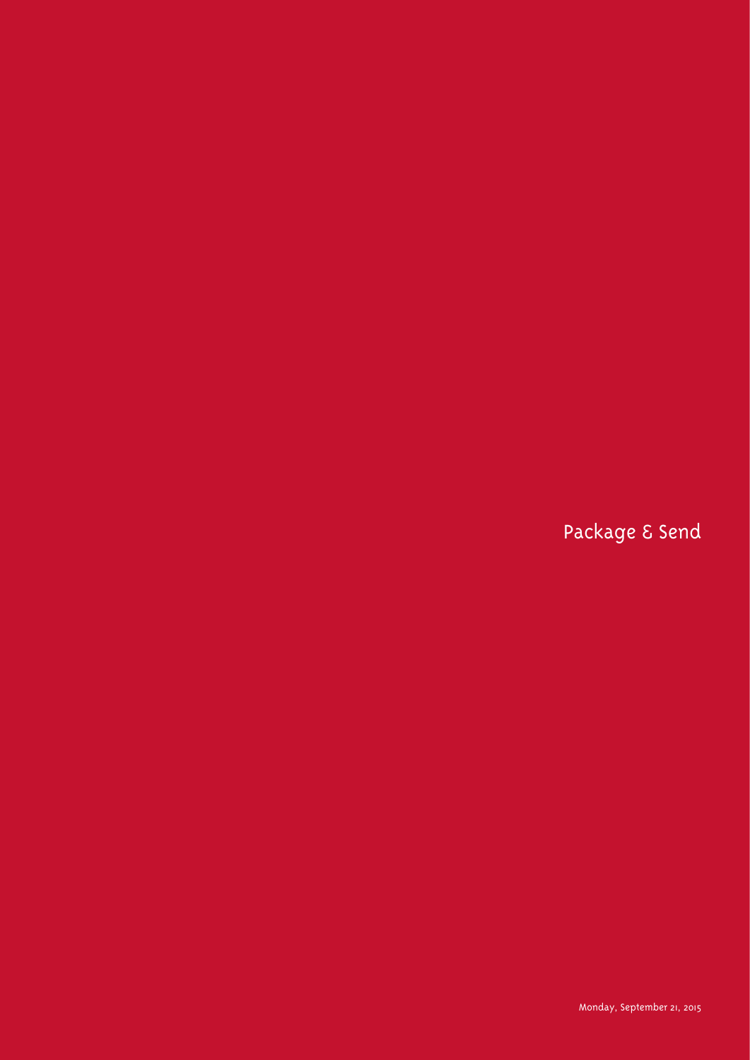# Package & Send

Monday, September 21, 2015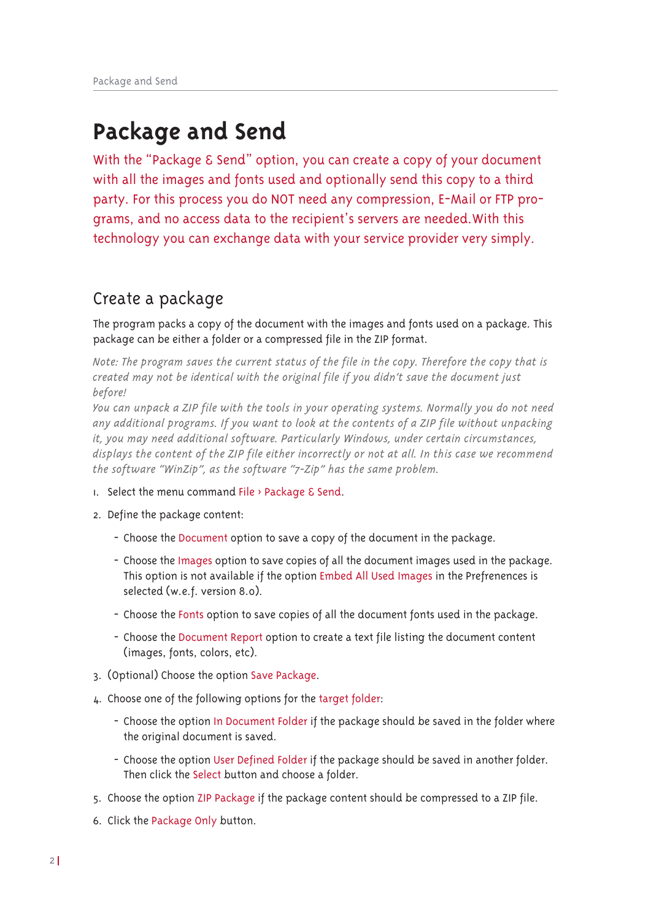# Package and Send

With the "Package & Send" option, you can create a copy of your document with all the images and fonts used and optionally send this copy to a third party. For this process you do NOT need any compression, E-Mail or FTP programs, and no access data to the recipient's servers are needed.With this technology you can exchange data with your service provider very simply.

## Create a package

The program packs a copy of the document with the images and fonts used on a package. This package can be either a folder or a compressed file in the ZIP format.

*Note: The program saves the current status of the file in the copy. Therefore the copy that is created may not be identical with the original file if you didn't save the document just before!*
*You can unpack a ZIP file with the tools in your operating systems. Normally you do not need any additional programs. If you want to look at the contents of a ZIP file without unpacking it, you may need additional software. Particularly Windows, under certain circumstances, displays the content of the ZIP file either incorrectly or not at all. In this case we recommend the software "WinZip", as the software "7-Zip" has the same problem.*

1. Select the menu command File › Package & Send.
2. Define the package content:
   - Choose the Document option to save a copy of the document in the package.
   - Choose the Images option to save copies of all the document images used in the package. This option is not available if the option Embed All Used Images in the Prefrenences is selected (w.e.f. version 8.0).
   - Choose the Fonts option to save copies of all the document fonts used in the package.
   - Choose the Document Report option to create a text file listing the document content (images, fonts, colors, etc).
3. (Optional) Choose the option Save Package.
4. Choose one of the following options for the target folder:
   - Choose the option In Document Folder if the package should be saved in the folder where the original document is saved.
   - Choose the option User Defined Folder if the package should be saved in another folder. Then click the Select button and choose a folder.
5. Choose the option ZIP Package if the package content should be compressed to a ZIP file.
6. Click the Package Only button.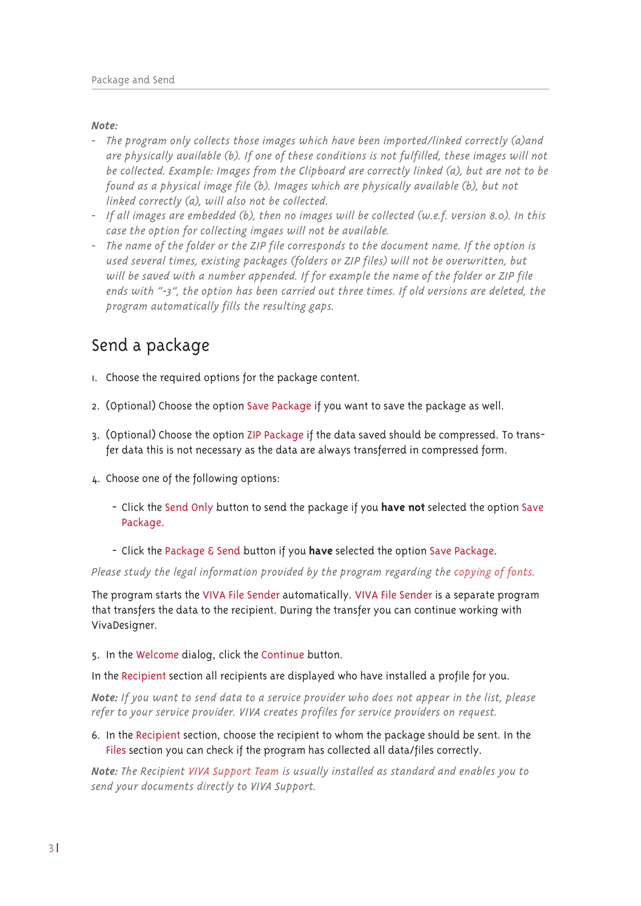***Note:***

- *The program only collects those images which have been imported/linked correctly (a)and are physically available (b). If one of these conditions is not fulfilled, these images will not be collected. Example: Images from the Clipboard are correctly linked (a), but are not to be found as a physical image file (b). Images which are physically available (b), but not linked correctly (a), will also not be collected.*
- *If all images are embedded (b), then no images will be collected (w.e.f. version 8.0). In this case the option for collecting imgaes will not be available.*
- *The name of the folder or the ZIP file corresponds to the document name. If the option is used several times, existing packages (folders or ZIP files) will not be overwritten, but will be saved with a number appended. If for example the name of the folder or ZIP file ends with "-3", the option has been carried out three times. If old versions are deleted, the program automatically fills the resulting gaps.*

## Send a package

1. Choose the required options for the package content.

2. (Optional) Choose the option Save Package if you want to save the package as well.

3. (Optional) Choose the option ZIP Package if the data saved should be compressed. To transfer data this is not necessary as the data are always transferred in compressed form.

4. Choose one of the following options:

   - Click the Send Only button to send the package if you **have not** selected the option Save Package.

   - Click the Package & Send button if you **have** selected the option Save Package.

*Please study the legal information provided by the program regarding the copying of fonts.*

The program starts the VIVA File Sender automatically. VIVA File Sender is a separate program that transfers the data to the recipient. During the transfer you can continue working with VivaDesigner.

5. In the Welcome dialog, click the Continue button.

In the Recipient section all recipients are displayed who have installed a profile for you.

***Note:*** *If you want to send data to a service provider who does not appear in the list, please refer to your service provider. VIVA creates profiles for service providers on request.*

6. In the Recipient section, choose the recipient to whom the package should be sent. In the Files section you can check if the program has collected all data/files correctly.

***Note:*** *The Recipient VIVA Support Team is usually installed as standard and enables you to send your documents directly to VIVA Support.*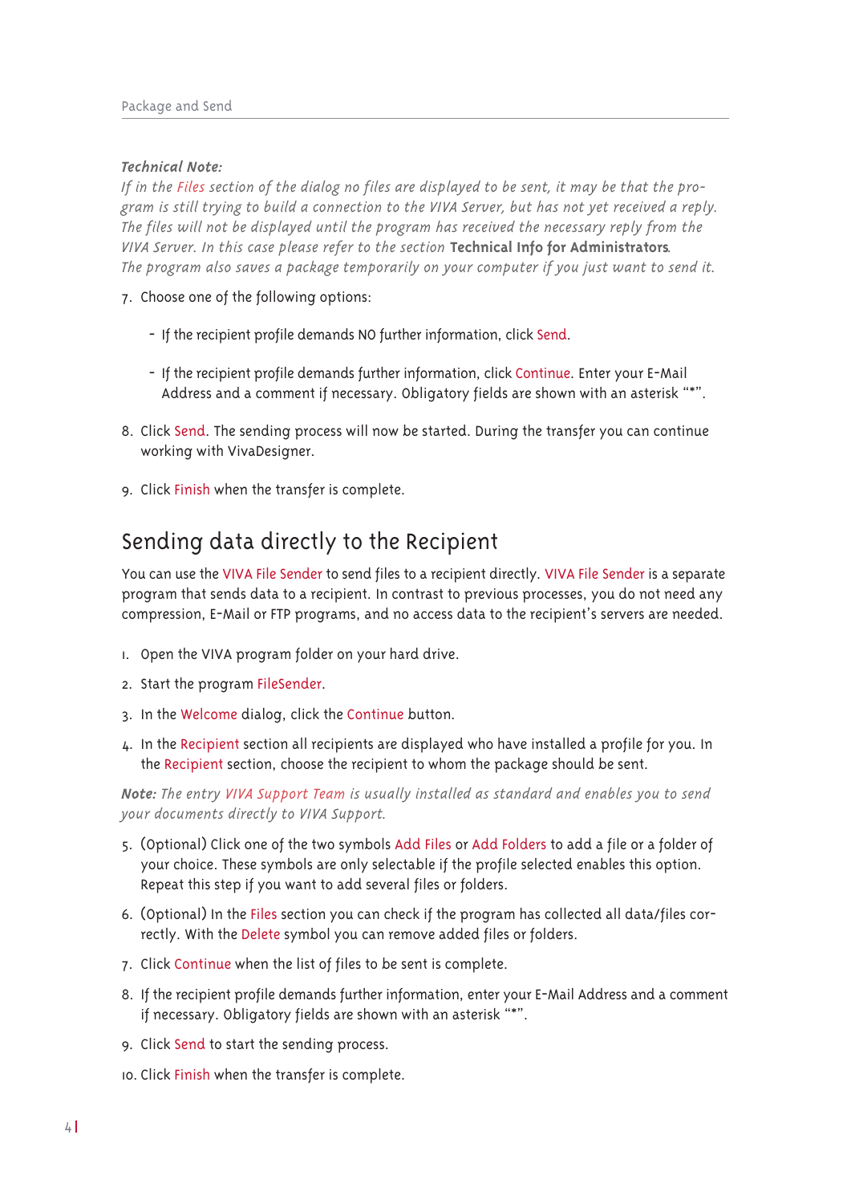***Technical Note:***

*If in the Files section of the dialog no files are displayed to be sent, it may be that the program is still trying to build a connection to the VIVA Server, but has not yet received a reply. The files will not be displayed until the program has received the necessary reply from the VIVA Server. In this case please refer to the section* **Technical Info for Administrators**.
*The program also saves a package temporarily on your computer if you just want to send it.*

7. Choose one of the following options:

   - If the recipient profile demands NO further information, click Send.
   - If the recipient profile demands further information, click Continue. Enter your E-Mail Address and a comment if necessary. Obligatory fields are shown with an asterisk "*".

8. Click Send. The sending process will now be started. During the transfer you can continue working with VivaDesigner.

9. Click Finish when the transfer is complete.

## Sending data directly to the Recipient

You can use the VIVA File Sender to send files to a recipient directly. VIVA File Sender is a separate program that sends data to a recipient. In contrast to previous processes, you do not need any compression, E-Mail or FTP programs, and no access data to the recipient's servers are needed.

1. Open the VIVA program folder on your hard drive.
2. Start the program FileSender.
3. In the Welcome dialog, click the Continue button.
4. In the Recipient section all recipients are displayed who have installed a profile for you. In the Recipient section, choose the recipient to whom the package should be sent.

***Note:*** *The entry VIVA Support Team is usually installed as standard and enables you to send your documents directly to VIVA Support.*

5. (Optional) Click one of the two symbols Add Files or Add Folders to add a file or a folder of your choice. These symbols are only selectable if the profile selected enables this option. Repeat this step if you want to add several files or folders.
6. (Optional) In the Files section you can check if the program has collected all data/files correctly. With the Delete symbol you can remove added files or folders.
7. Click Continue when the list of files to be sent is complete.
8. If the recipient profile demands further information, enter your E-Mail Address and a comment if necessary. Obligatory fields are shown with an asterisk "*".
9. Click Send to start the sending process.
10. Click Finish when the transfer is complete.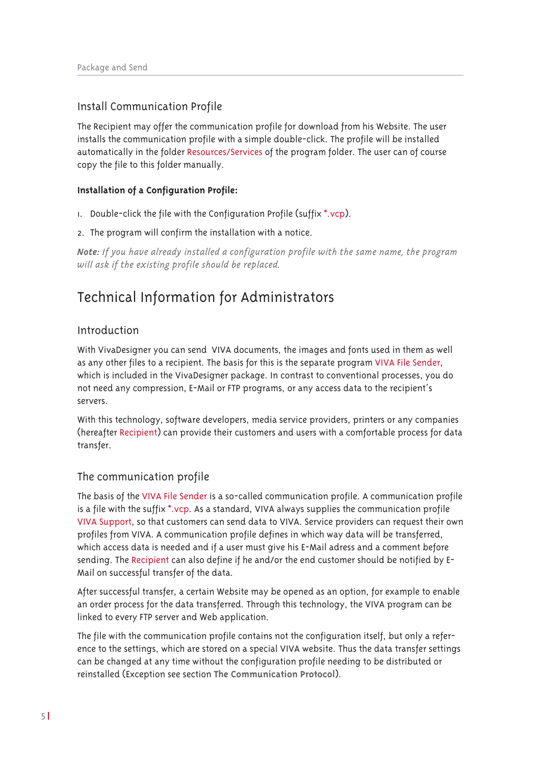## Install Communication Profile

The Recipient may offer the communication profile for download from his Website. The user installs the communication profile with a simple double-click. The profile will be installed automatically in the folder Resources/Services of the program folder. The user can of course copy the file to this folder manually.

**Installation of a Configuration Profile:**

1. Double-click the file with the Configuration Profile (suffix *.vcp).
2. The program will confirm the installation with a notice.

***Note:*** *If you have already installed a configuration profile with the same name, the program will ask if the existing profile should be replaced.*

# Technical Information for Administrators

## Introduction

With VivaDesigner you can send VIVA documents, the images and fonts used in them as well as any other files to a recipient. The basis for this is the separate program VIVA File Sender, which is included in the VivaDesigner package. In contrast to conventional processes, you do not need any compression, E-Mail or FTP programs, or any access data to the recipient's servers.

With this technology, software developers, media service providers, printers or any companies (hereafter Recipient) can provide their customers and users with a comfortable process for data transfer.

## The communication profile

The basis of the VIVA File Sender is a so-called communication profile. A communication profile is a file with the suffix *.vcp. As a standard, VIVA always supplies the communication profile VIVA Support, so that customers can send data to VIVA. Service providers can request their own profiles from VIVA. A communication profile defines in which way data will be transferred, which access data is needed and if a user must give his E-Mail adress and a comment before sending. The Recipient can also define if he and/or the end customer should be notified by E-Mail on successful transfer of the data.

After successful transfer, a certain Website may be opened as an option, for example to enable an order process for the data transferred. Through this technology, the VIVA program can be linked to every FTP server and Web application.

The file with the communication profile contains not the configuration itself, but only a reference to the settings, which are stored on a special VIVA website. Thus the data transfer settings can be changed at any time without the configuration profile needing to be distributed or reinstalled (Exception see section **The Communication Protocol**).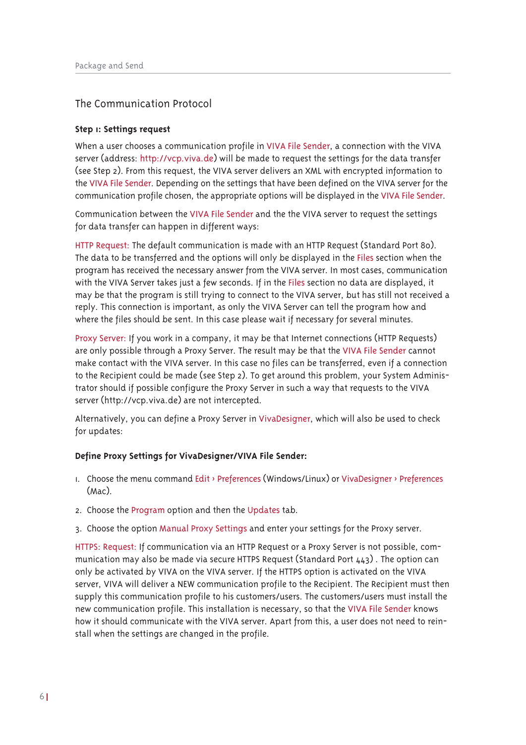## The Communication Protocol

**Step 1: Settings request**

When a user chooses a communication profile in VIVA File Sender, a connection with the VIVA server (address: http://vcp.viva.de) will be made to request the settings for the data transfer (see Step 2). From this request, the VIVA server delivers an XML with encrypted information to the VIVA File Sender. Depending on the settings that have been defined on the VIVA server for the communication profile chosen, the appropriate options will be displayed in the VIVA File Sender.

Communication between the VIVA File Sender and the the VIVA server to request the settings for data transfer can happen in different ways:

HTTP Request: The default communication is made with an HTTP Request (Standard Port 80). The data to be transferred and the options will only be displayed in the Files section when the program has received the necessary answer from the VIVA server. In most cases, communication with the VIVA Server takes just a few seconds. If in the Files section no data are displayed, it may be that the program is still trying to connect to the VIVA server, but has still not received a reply. This connection is important, as only the VIVA Server can tell the program how and where the files should be sent. In this case please wait if necessary for several minutes.

Proxy Server: If you work in a company, it may be that Internet connections (HTTP Requests) are only possible through a Proxy Server. The result may be that the VIVA File Sender cannot make contact with the VIVA server. In this case no files can be transferred, even if a connection to the Recipient could be made (see Step 2). To get around this problem, your System Administrator should if possible configure the Proxy Server in such a way that requests to the VIVA server (http://vcp.viva.de) are not intercepted.

Alternatively, you can define a Proxy Server in VivaDesigner, which will also be used to check for updates:

**Define Proxy Settings for VivaDesigner/VIVA File Sender:**

1. Choose the menu command Edit › Preferences (Windows/Linux) or VivaDesigner › Preferences (Mac).
2. Choose the Program option and then the Updates tab.
3. Choose the option Manual Proxy Settings and enter your settings for the Proxy server.

HTTPS: Request: If communication via an HTTP Request or a Proxy Server is not possible, communication may also be made via secure HTTPS Request (Standard Port 443) . The option can only be activated by VIVA on the VIVA server. If the HTTPS option is activated on the VIVA server, VIVA will deliver a NEW communication profile to the Recipient. The Recipient must then supply this communication profile to his customers/users. The customers/users must install the new communication profile. This installation is necessary, so that the VIVA File Sender knows how it should communicate with the VIVA server. Apart from this, a user does not need to reinstall when the settings are changed in the profile.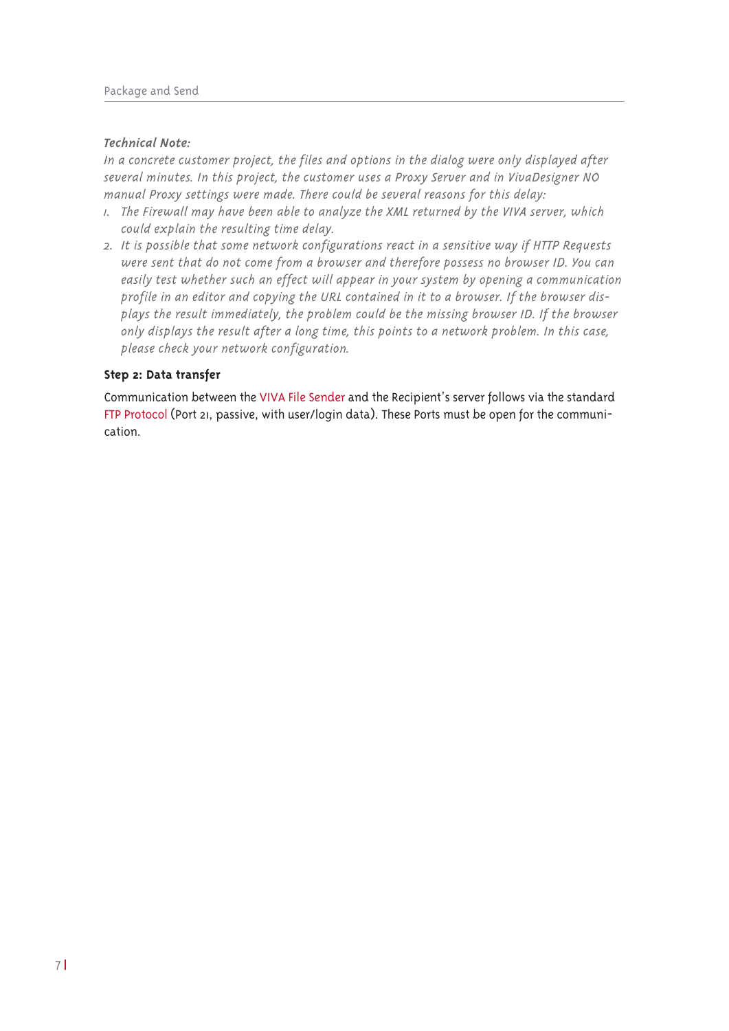***Technical Note:***

*In a concrete customer project, the files and options in the dialog were only displayed after several minutes. In this project, the customer uses a Proxy Server and in VivaDesigner NO manual Proxy settings were made. There could be several reasons for this delay:*

1. *The Firewall may have been able to analyze the XML returned by the VIVA server, which could explain the resulting time delay.*
2. *It is possible that some network configurations react in a sensitive way if HTTP Requests were sent that do not come from a browser and therefore possess no browser ID. You can easily test whether such an effect will appear in your system by opening a communication profile in an editor and copying the URL contained in it to a browser. If the browser displays the result immediately, the problem could be the missing browser ID. If the browser only displays the result after a long time, this points to a network problem. In this case, please check your network configuration.*

**Step 2: Data transfer**

Communication between the VIVA File Sender and the Recipient's server follows via the standard FTP Protocol (Port 21, passive, with user/login data). These Ports must be open for the communication.